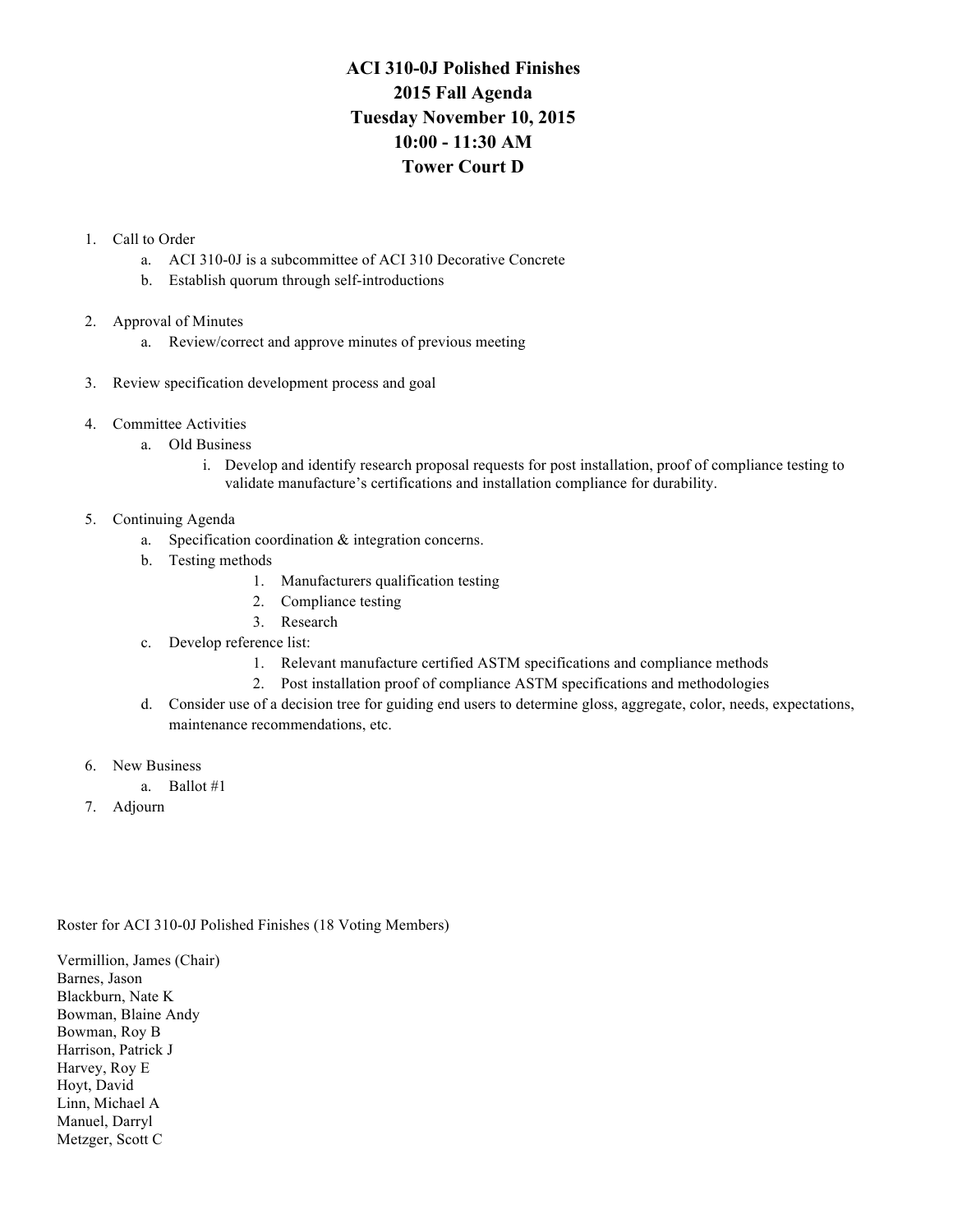# ACI 310-0J Polished Finishes
## 2015 Fall Agenda
## Tuesday November 10, 2015
## 10:00 - 11:30 AM
## Tower Court D

1. Call to Order
   a. ACI 310-0J is a subcommittee of ACI 310 Decorative Concrete
   b. Establish quorum through self-introductions

2. Approval of Minutes
   a. Review/correct and approve minutes of previous meeting

3. Review specification development process and goal

4. Committee Activities
   a. Old Business
      i. Develop and identify research proposal requests for post installation, proof of compliance testing to validate manufacture's certifications and installation compliance for durability.

5. Continuing Agenda
   a. Specification coordination & integration concerns.
   b. Testing methods
      1. Manufacturers qualification testing
      2. Compliance testing
      3. Research
   c. Develop reference list:
      1. Relevant manufacture certified ASTM specifications and compliance methods
      2. Post installation proof of compliance ASTM specifications and methodologies
   d. Consider use of a decision tree for guiding end users to determine gloss, aggregate, color, needs, expectations, maintenance recommendations, etc.

6. New Business
   a. Ballot #1
7. Adjourn

Roster for ACI 310-0J Polished Finishes (18 Voting Members)

Vermillion, James (Chair)
Barnes, Jason
Blackburn, Nate K
Bowman, Blaine Andy
Bowman, Roy B
Harrison, Patrick J
Harvey, Roy E
Hoyt, David
Linn, Michael A
Manuel, Darryl
Metzger, Scott C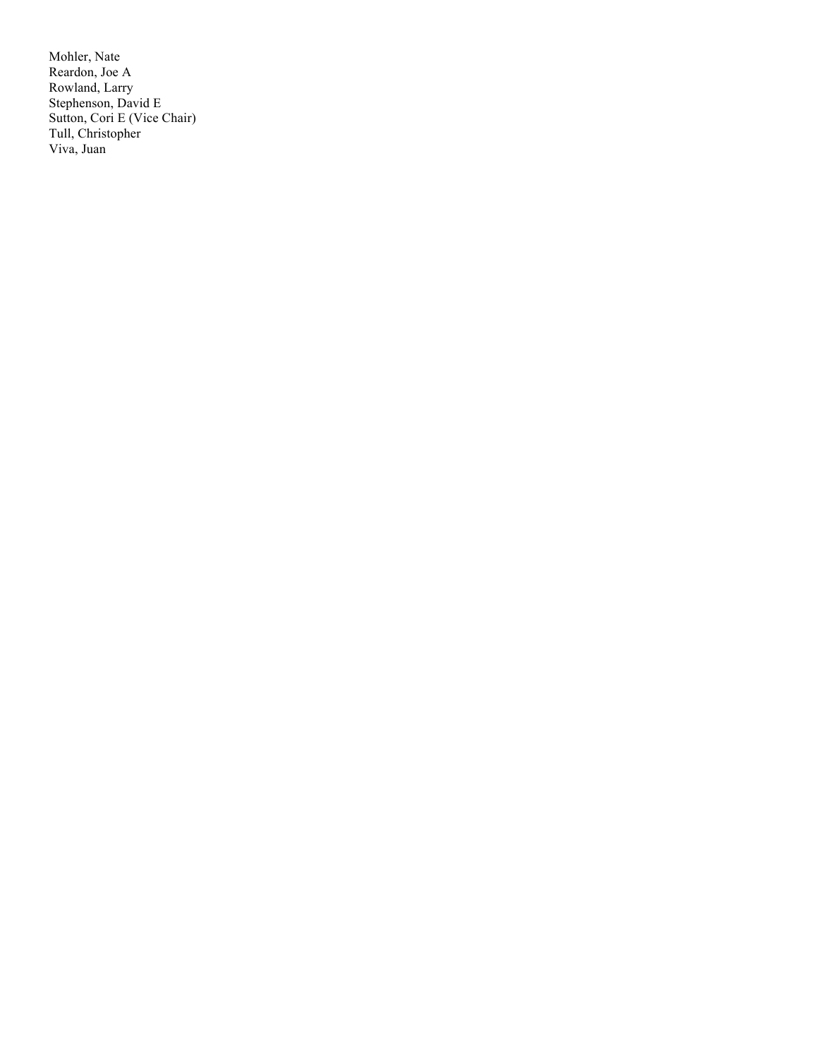Mohler, Nate
Reardon, Joe A
Rowland, Larry
Stephenson, David E
Sutton, Cori E (Vice Chair)
Tull, Christopher
Viva, Juan